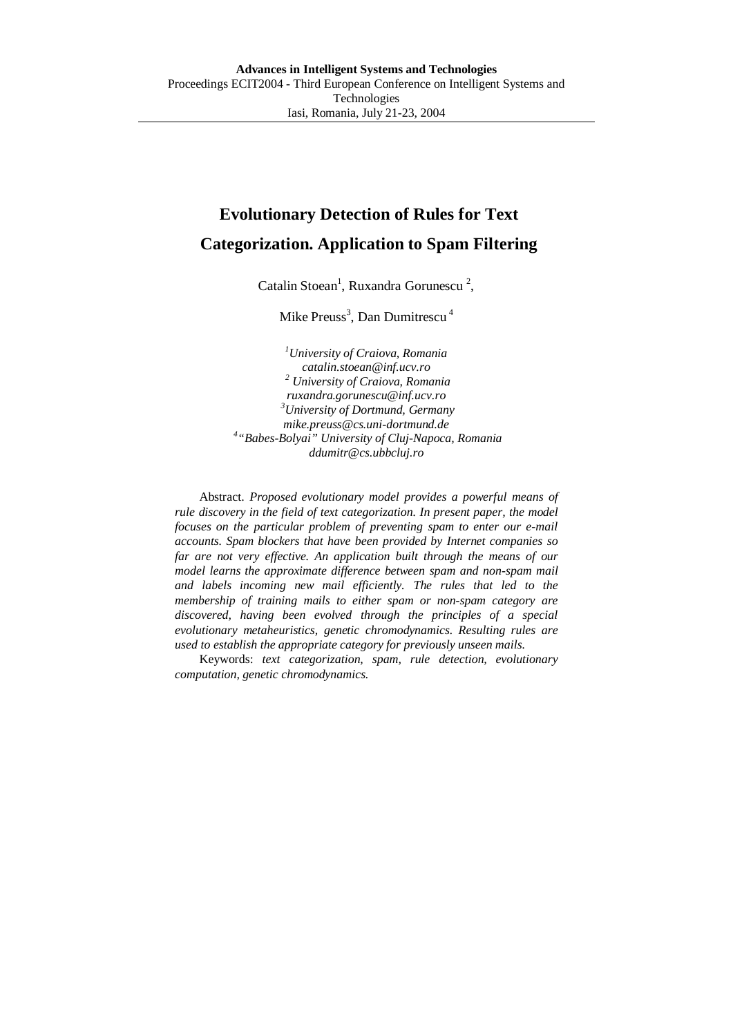**Advances in Intelligent Systems and Technologies**
Proceedings ECIT2004 - Third European Conference on Intelligent Systems and Technologies
Iasi, Romania, July 21-23, 2004

# Evolutionary Detection of Rules for Text Categorization. Application to Spam Filtering

Catalin Stoean[1], Ruxandra Gorunescu [2],

Mike Preuss[3], Dan Dumitrescu [4]

[1]*University of Craiova, Romania*
*catalin.stoean@inf.ucv.ro*
[2] *University of Craiova, Romania*
*ruxandra.gorunescu@inf.ucv.ro*
[3]*University of Dortmund, Germany*
*mike.preuss@cs.uni-dortmund.de*
[4]*"Babes-Bolyai" University of Cluj-Napoca, Romania*
*ddumitr@cs.ubbcluj.ro*

Abstract. *Proposed evolutionary model provides a powerful means of rule discovery in the field of text categorization. In present paper, the model focuses on the particular problem of preventing spam to enter our e-mail accounts. Spam blockers that have been provided by Internet companies so far are not very effective. An application built through the means of our model learns the approximate difference between spam and non-spam mail and labels incoming new mail efficiently. The rules that led to the membership of training mails to either spam or non-spam category are discovered, having been evolved through the principles of a special evolutionary metaheuristics, genetic chromodynamics. Resulting rules are used to establish the appropriate category for previously unseen mails.*

Keywords: *text categorization, spam, rule detection, evolutionary computation, genetic chromodynamics.*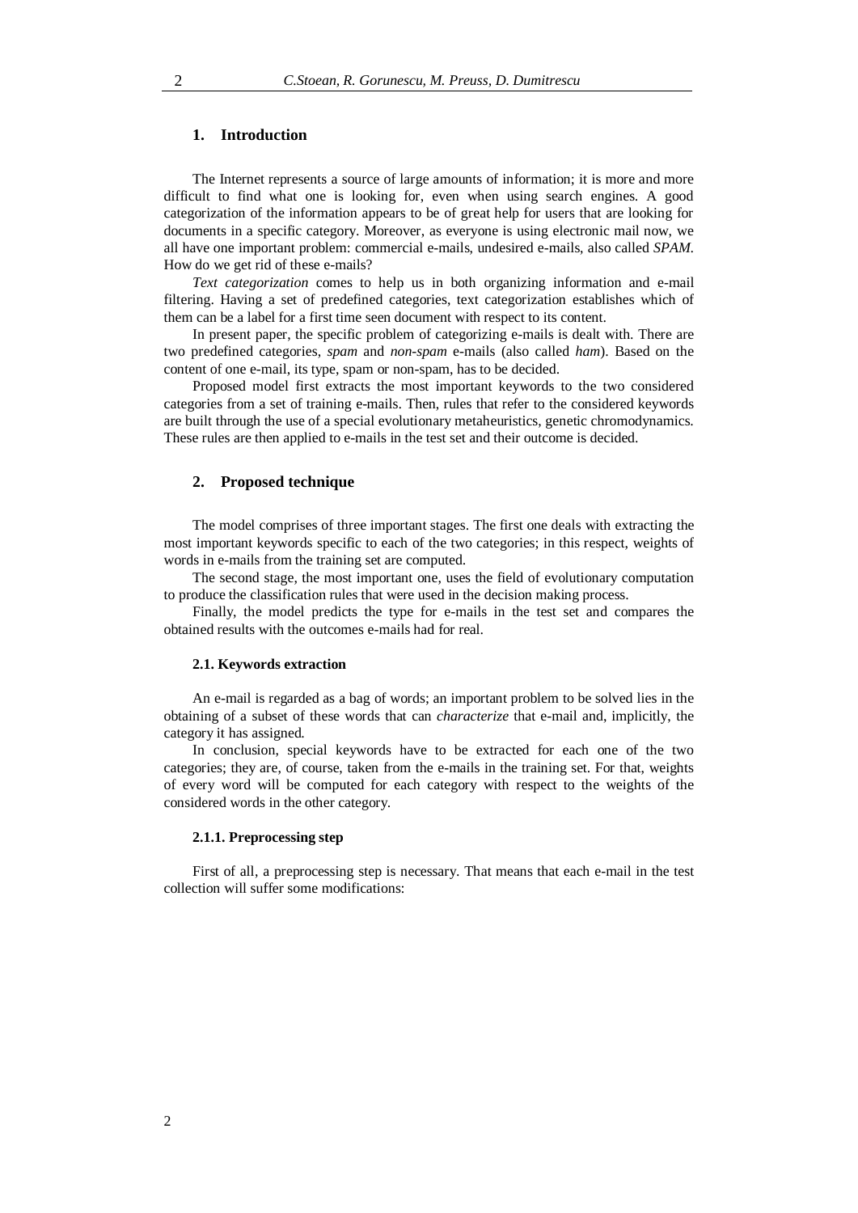## 1. Introduction

The Internet represents a source of large amounts of information; it is more and more difficult to find what one is looking for, even when using search engines. A good categorization of the information appears to be of great help for users that are looking for documents in a specific category. Moreover, as everyone is using electronic mail now, we all have one important problem: commercial e-mails, undesired e-mails, also called *SPAM*. How do we get rid of these e-mails?

*Text categorization* comes to help us in both organizing information and e-mail filtering. Having a set of predefined categories, text categorization establishes which of them can be a label for a first time seen document with respect to its content.

In present paper, the specific problem of categorizing e-mails is dealt with. There are two predefined categories, *spam* and *non-spam* e-mails (also called *ham*). Based on the content of one e-mail, its type, spam or non-spam, has to be decided.

Proposed model first extracts the most important keywords to the two considered categories from a set of training e-mails. Then, rules that refer to the considered keywords are built through the use of a special evolutionary metaheuristics, genetic chromodynamics. These rules are then applied to e-mails in the test set and their outcome is decided.

## 2. Proposed technique

The model comprises of three important stages. The first one deals with extracting the most important keywords specific to each of the two categories; in this respect, weights of words in e-mails from the training set are computed.

The second stage, the most important one, uses the field of evolutionary computation to produce the classification rules that were used in the decision making process.

Finally, the model predicts the type for e-mails in the test set and compares the obtained results with the outcomes e-mails had for real.

### 2.1. Keywords extraction

An e-mail is regarded as a bag of words; an important problem to be solved lies in the obtaining of a subset of these words that can *characterize* that e-mail and, implicitly, the category it has assigned.

In conclusion, special keywords have to be extracted for each one of the two categories; they are, of course, taken from the e-mails in the training set. For that, weights of every word will be computed for each category with respect to the weights of the considered words in the other category.

#### 2.1.1. Preprocessing step

First of all, a preprocessing step is necessary. That means that each e-mail in the test collection will suffer some modifications: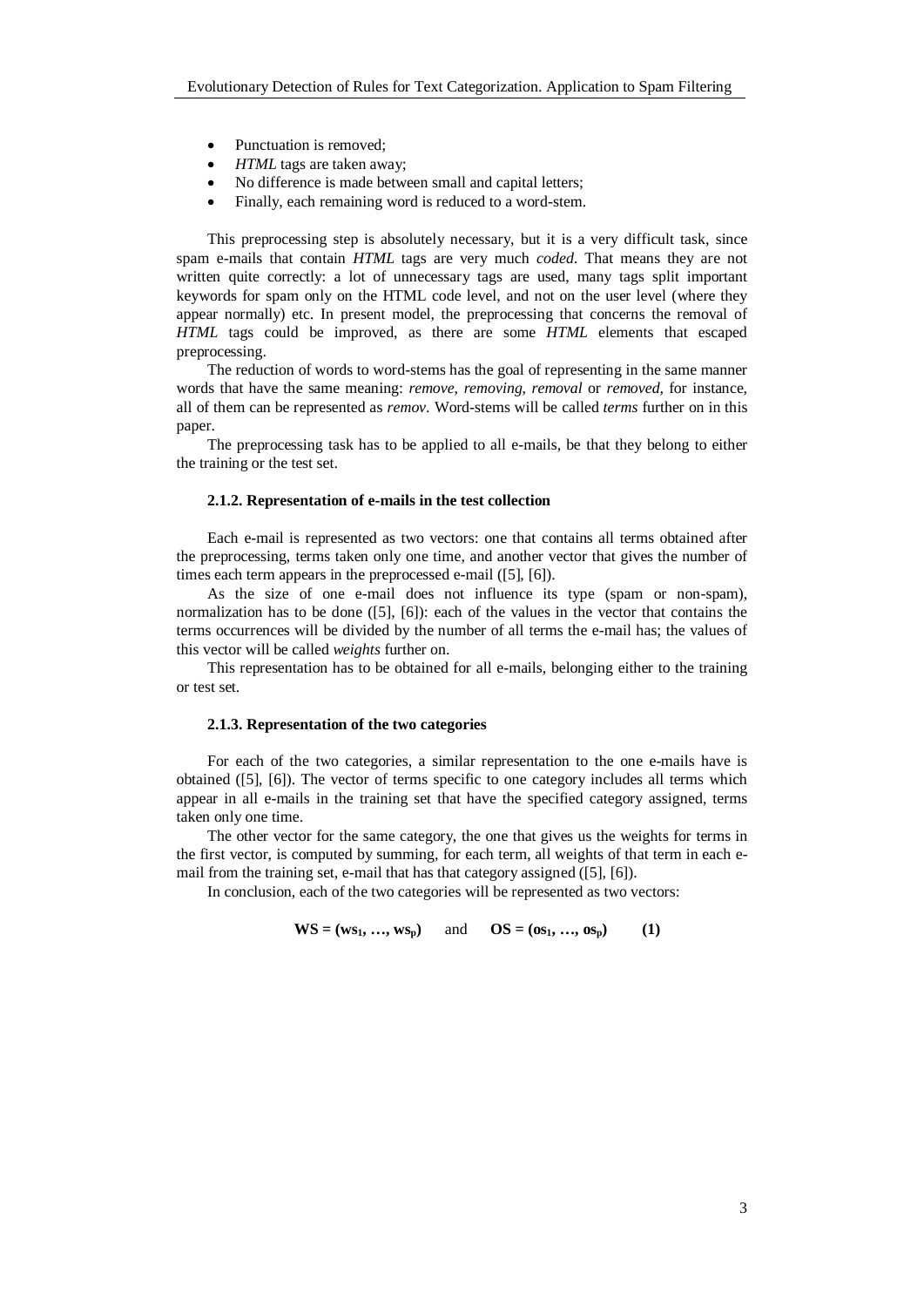- Punctuation is removed;
- *HTML* tags are taken away;
- No difference is made between small and capital letters;
- Finally, each remaining word is reduced to a word-stem.

This preprocessing step is absolutely necessary, but it is a very difficult task, since spam e-mails that contain *HTML* tags are very much *coded*. That means they are not written quite correctly: a lot of unnecessary tags are used, many tags split important keywords for spam only on the HTML code level, and not on the user level (where they appear normally) etc. In present model, the preprocessing that concerns the removal of *HTML* tags could be improved, as there are some *HTML* elements that escaped preprocessing.

The reduction of words to word-stems has the goal of representing in the same manner words that have the same meaning: *remove*, *removing*, *removal* or *removed*, for instance, all of them can be represented as *remov*. Word-stems will be called *terms* further on in this paper.

The preprocessing task has to be applied to all e-mails, be that they belong to either the training or the test set.

#### 2.1.2. Representation of e-mails in the test collection

Each e-mail is represented as two vectors: one that contains all terms obtained after the preprocessing, terms taken only one time, and another vector that gives the number of times each term appears in the preprocessed e-mail ([5], [6]).

As the size of one e-mail does not influence its type (spam or non-spam), normalization has to be done ([5], [6]): each of the values in the vector that contains the terms occurrences will be divided by the number of all terms the e-mail has; the values of this vector will be called *weights* further on.

This representation has to be obtained for all e-mails, belonging either to the training or test set.

#### 2.1.3. Representation of the two categories

For each of the two categories, a similar representation to the one e-mails have is obtained ([5], [6]). The vector of terms specific to one category includes all terms which appear in all e-mails in the training set that have the specified category assigned, terms taken only one time.

The other vector for the same category, the one that gives us the weights for terms in the first vector, is computed by summing, for each term, all weights of that term in each e-mail from the training set, e-mail that has that category assigned ([5], [6]).

In conclusion, each of the two categories will be represented as two vectors:

$$\mathbf{WS} = (\mathbf{ws}_1, \ldots, \mathbf{ws}_p) \quad \text{and} \quad \mathbf{OS} = (\mathbf{os}_1, \ldots, \mathbf{os}_p) \qquad \mathbf{(1)}$$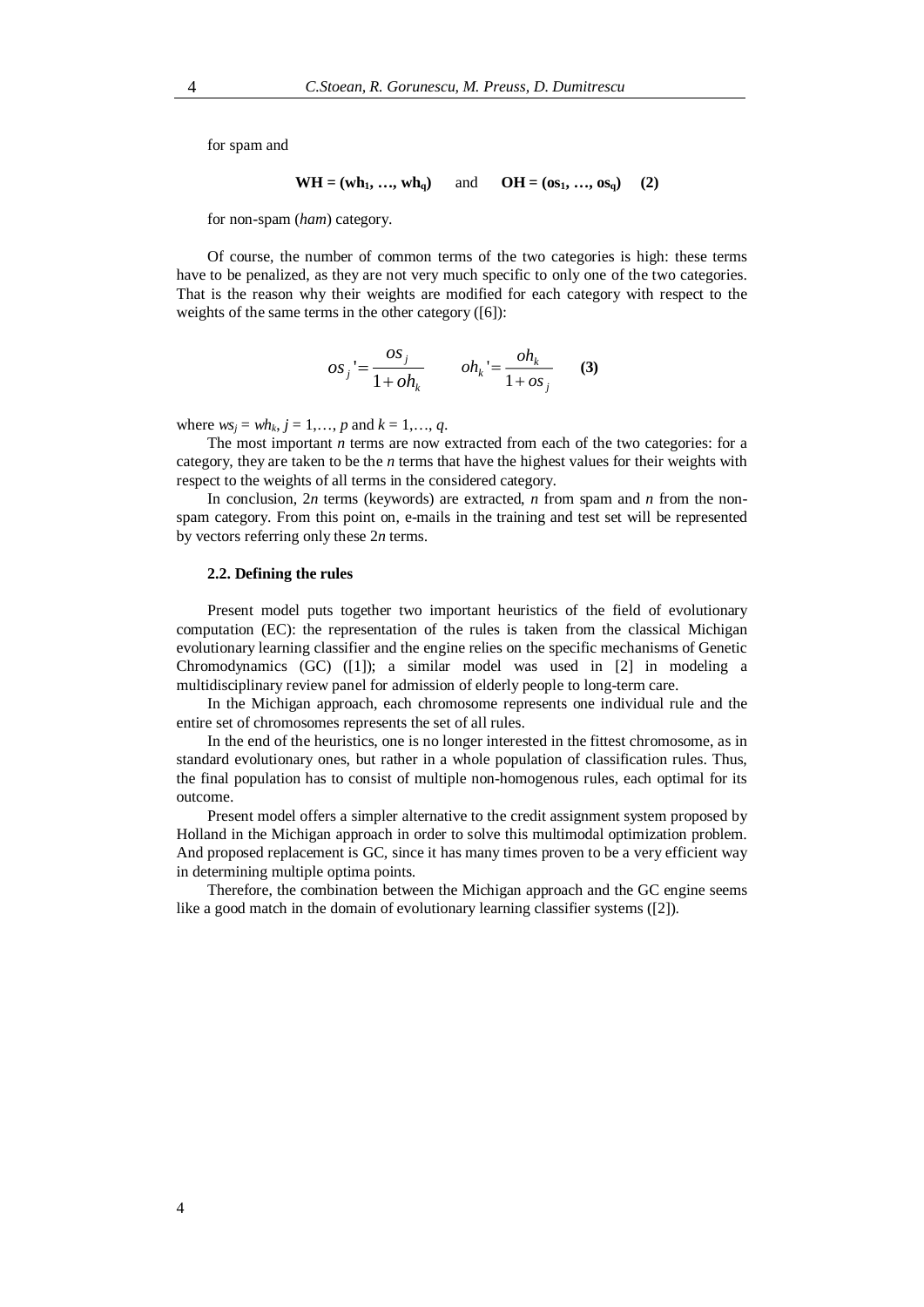for spam and

$$\mathbf{WH = (wh_1, \ldots, wh_q)} \quad \text{and} \quad \mathbf{OH = (os_1, \ldots, os_q)} \quad \mathbf{(2)}$$

for non-spam (*ham*) category.

Of course, the number of common terms of the two categories is high: these terms have to be penalized, as they are not very much specific to only one of the two categories. That is the reason why their weights are modified for each category with respect to the weights of the same terms in the other category ([6]):

$$os_j' = \frac{os_j}{1 + oh_k} \qquad oh_k' = \frac{oh_k}{1 + os_j} \qquad \mathbf{(3)}$$

where $ws_j = wh_k$, $j = 1, \ldots, p$ and $k = 1, \ldots, q$.

The most important $n$ terms are now extracted from each of the two categories: for a category, they are taken to be the $n$ terms that have the highest values for their weights with respect to the weights of all terms in the considered category.

In conclusion, $2n$ terms (keywords) are extracted, $n$ from spam and $n$ from the non-spam category. From this point on, e-mails in the training and test set will be represented by vectors referring only these $2n$ terms.

### 2.2. Defining the rules

Present model puts together two important heuristics of the field of evolutionary computation (EC): the representation of the rules is taken from the classical Michigan evolutionary learning classifier and the engine relies on the specific mechanisms of Genetic Chromodynamics (GC) ([1]); a similar model was used in [2] in modeling a multidisciplinary review panel for admission of elderly people to long-term care.

In the Michigan approach, each chromosome represents one individual rule and the entire set of chromosomes represents the set of all rules.

In the end of the heuristics, one is no longer interested in the fittest chromosome, as in standard evolutionary ones, but rather in a whole population of classification rules. Thus, the final population has to consist of multiple non-homogenous rules, each optimal for its outcome.

Present model offers a simpler alternative to the credit assignment system proposed by Holland in the Michigan approach in order to solve this multimodal optimization problem. And proposed replacement is GC, since it has many times proven to be a very efficient way in determining multiple optima points.

Therefore, the combination between the Michigan approach and the GC engine seems like a good match in the domain of evolutionary learning classifier systems ([2]).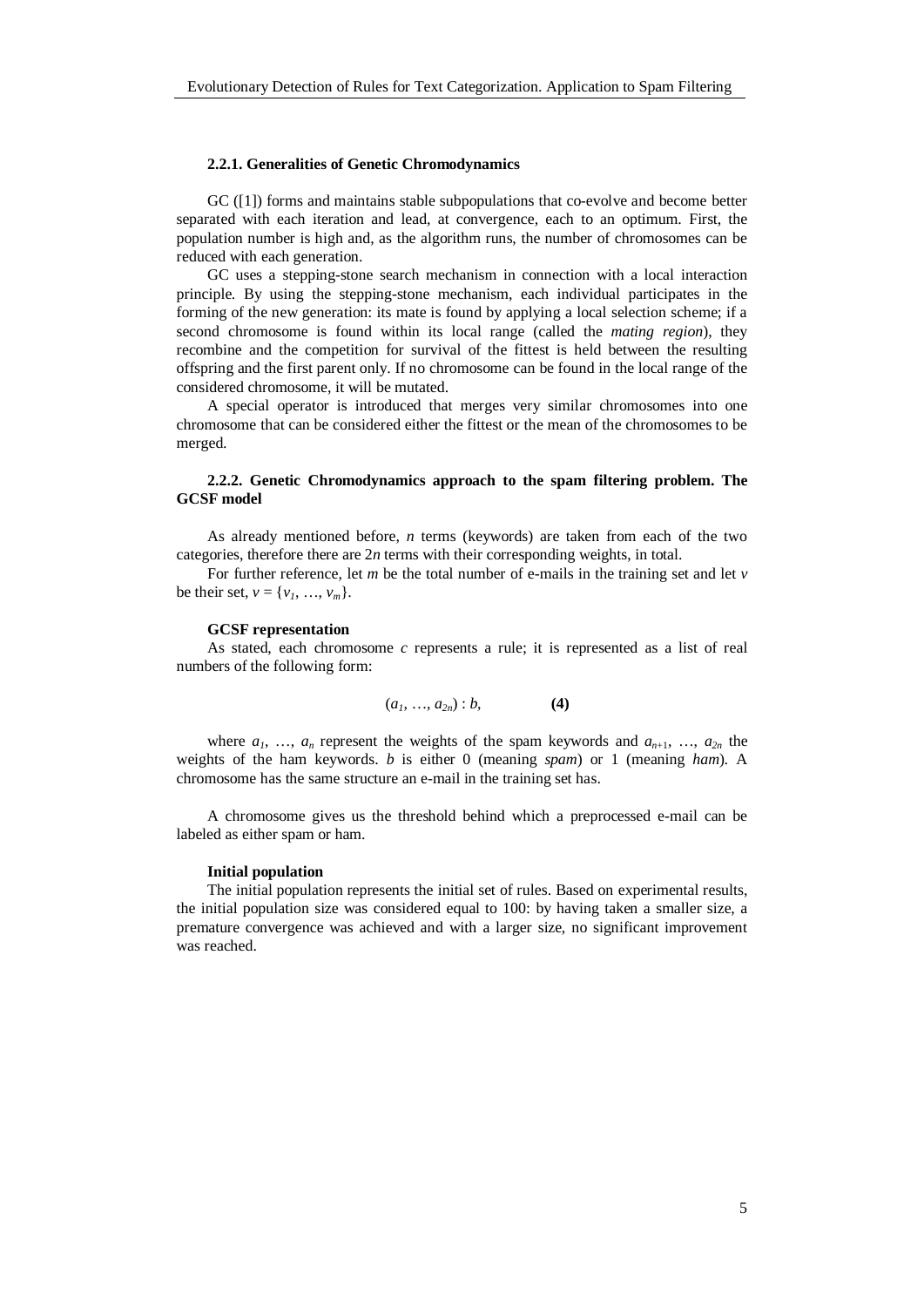### 2.2.1. Generalities of Genetic Chromodynamics

GC ([1]) forms and maintains stable subpopulations that co-evolve and become better separated with each iteration and lead, at convergence, each to an optimum. First, the population number is high and, as the algorithm runs, the number of chromosomes can be reduced with each generation.

GC uses a stepping-stone search mechanism in connection with a local interaction principle. By using the stepping-stone mechanism, each individual participates in the forming of the new generation: its mate is found by applying a local selection scheme; if a second chromosome is found within its local range (called the *mating region*), they recombine and the competition for survival of the fittest is held between the resulting offspring and the first parent only. If no chromosome can be found in the local range of the considered chromosome, it will be mutated.

A special operator is introduced that merges very similar chromosomes into one chromosome that can be considered either the fittest or the mean of the chromosomes to be merged.

### 2.2.2. Genetic Chromodynamics approach to the spam filtering problem. The GCSF model

As already mentioned before, $n$ terms (keywords) are taken from each of the two categories, therefore there are $2n$ terms with their corresponding weights, in total.

For further reference, let $m$ be the total number of e-mails in the training set and let $v$ be their set, $v = \{v_1, \ldots, v_m\}$.

**GCSF representation**

As stated, each chromosome $c$ represents a rule; it is represented as a list of real numbers of the following form:

$$(a_1, \ldots, a_{2n}) : b, \qquad \textbf{(4)}$$

where $a_1, \ldots, a_n$ represent the weights of the spam keywords and $a_{n+1}, \ldots, a_{2n}$ the weights of the ham keywords. $b$ is either 0 (meaning *spam*) or 1 (meaning *ham*). A chromosome has the same structure an e-mail in the training set has.

A chromosome gives us the threshold behind which a preprocessed e-mail can be labeled as either spam or ham.

**Initial population**

The initial population represents the initial set of rules. Based on experimental results, the initial population size was considered equal to 100: by having taken a smaller size, a premature convergence was achieved and with a larger size, no significant improvement was reached.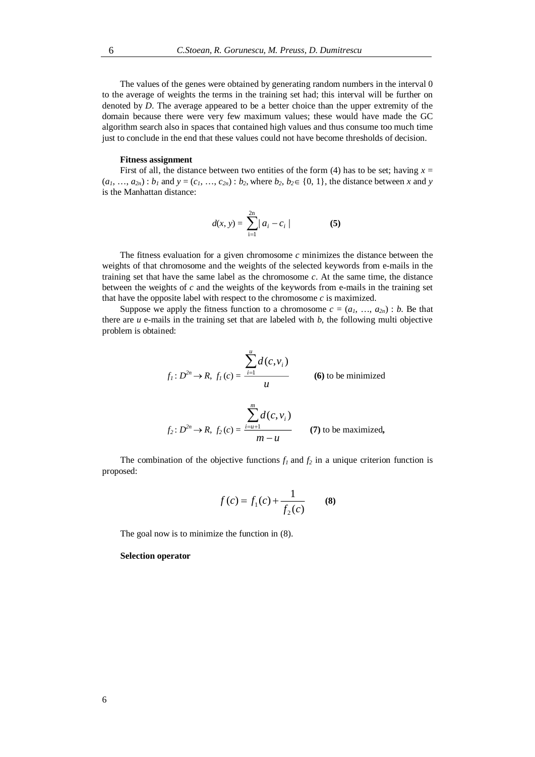The values of the genes were obtained by generating random numbers in the interval 0 to the average of weights the terms in the training set had; this interval will be further on denoted by $D$. The average appeared to be a better choice than the upper extremity of the domain because there were very few maximum values; these would have made the GC algorithm search also in spaces that contained high values and thus consume too much time just to conclude in the end that these values could not have become thresholds of decision.

**Fitness assignment**

First of all, the distance between two entities of the form (4) has to be set; having $x = (a_1, \ldots, a_{2n}) : b_1$ and $y = (c_1, \ldots, c_{2n}) : b_2$, where $b_2, b_2 \in \{0, 1\}$, the distance between $x$ and $y$ is the Manhattan distance:

$$d(x, y) = \sum_{i=1}^{2n} | a_i - c_i | \qquad \textbf{(5)}$$

The fitness evaluation for a given chromosome $c$ minimizes the distance between the weights of that chromosome and the weights of the selected keywords from e-mails in the training set that have the same label as the chromosome $c$. At the same time, the distance between the weights of $c$ and the weights of the keywords from e-mails in the training set that have the opposite label with respect to the chromosome $c$ is maximized.

Suppose we apply the fitness function to a chromosome $c = (a_1, \ldots, a_{2n}) : b$. Be that there are $u$ e-mails in the training set that are labeled with $b$, the following multi objective problem is obtained:

$$f_1 : D^{2n} \rightarrow R,\ f_1(c) = \frac{\sum_{i=1}^{u} d(c, v_i)}{u} \qquad \textbf{(6)} \text{ to be minimized}$$

$$f_2 : D^{2n} \rightarrow R,\ f_2(c) = \frac{\sum_{i=u+1}^{m} d(c, v_i)}{m - u} \qquad \textbf{(7)} \text{ to be maximized,}$$

The combination of the objective functions $f_1$ and $f_2$ in a unique criterion function is proposed:

$$f(c) = f_1(c) + \frac{1}{f_2(c)} \qquad \textbf{(8)}$$

The goal now is to minimize the function in (8).

**Selection operator**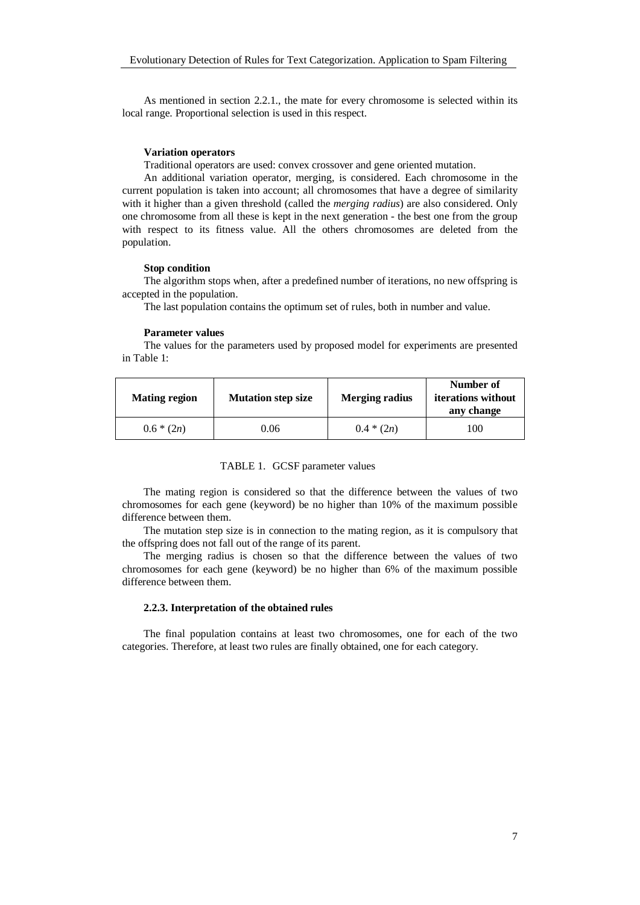As mentioned in section 2.2.1., the mate for every chromosome is selected within its local range. Proportional selection is used in this respect.

**Variation operators**

Traditional operators are used: convex crossover and gene oriented mutation.

An additional variation operator, merging, is considered. Each chromosome in the current population is taken into account; all chromosomes that have a degree of similarity with it higher than a given threshold (called the *merging radius*) are also considered. Only one chromosome from all these is kept in the next generation - the best one from the group with respect to its fitness value. All the others chromosomes are deleted from the population.

**Stop condition**

The algorithm stops when, after a predefined number of iterations, no new offspring is accepted in the population.

The last population contains the optimum set of rules, both in number and value.

**Parameter values**

The values for the parameters used by proposed model for experiments are presented in Table 1:

| Mating region | Mutation step size | Merging radius | Number of iterations without any change |
|---|---|---|---|
| $0.6 * (2n)$ | 0.06 | $0.4 * (2n)$ | 100 |

TABLE 1. GCSF parameter values

The mating region is considered so that the difference between the values of two chromosomes for each gene (keyword) be no higher than 10% of the maximum possible difference between them.

The mutation step size is in connection to the mating region, as it is compulsory that the offspring does not fall out of the range of its parent.

The merging radius is chosen so that the difference between the values of two chromosomes for each gene (keyword) be no higher than 6% of the maximum possible difference between them.

### 2.2.3. Interpretation of the obtained rules

The final population contains at least two chromosomes, one for each of the two categories. Therefore, at least two rules are finally obtained, one for each category.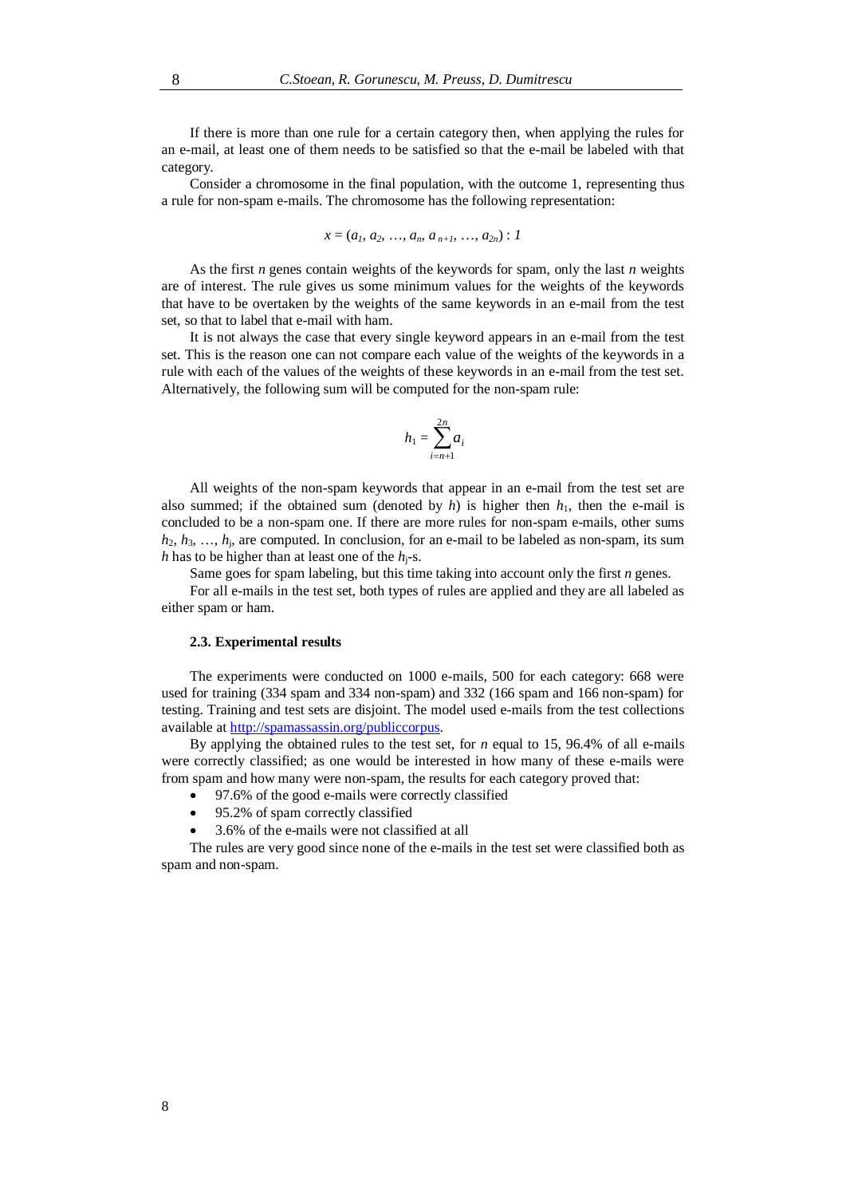If there is more than one rule for a certain category then, when applying the rules for an e-mail, at least one of them needs to be satisfied so that the e-mail be labeled with that category.

Consider a chromosome in the final population, with the outcome 1, representing thus a rule for non-spam e-mails. The chromosome has the following representation:

$$x = (a_1, a_2, \ldots, a_n, a_{n+1}, \ldots, a_{2n}) : 1$$

As the first $n$ genes contain weights of the keywords for spam, only the last $n$ weights are of interest. The rule gives us some minimum values for the weights of the keywords that have to be overtaken by the weights of the same keywords in an e-mail from the test set, so that to label that e-mail with ham.

It is not always the case that every single keyword appears in an e-mail from the test set. This is the reason one can not compare each value of the weights of the keywords in a rule with each of the values of the weights of these keywords in an e-mail from the test set. Alternatively, the following sum will be computed for the non-spam rule:

$$h_1 = \sum_{i=n+1}^{2n} a_i$$

All weights of the non-spam keywords that appear in an e-mail from the test set are also summed; if the obtained sum (denoted by $h$) is higher then $h_1$, then the e-mail is concluded to be a non-spam one. If there are more rules for non-spam e-mails, other sums $h_2$, $h_3$, …, $h_j$, are computed. In conclusion, for an e-mail to be labeled as non-spam, its sum $h$ has to be higher than at least one of the $h_j$-s.

Same goes for spam labeling, but this time taking into account only the first $n$ genes.

For all e-mails in the test set, both types of rules are applied and they are all labeled as either spam or ham.

### 2.3. Experimental results

The experiments were conducted on 1000 e-mails, 500 for each category: 668 were used for training (334 spam and 334 non-spam) and 332 (166 spam and 166 non-spam) for testing. Training and test sets are disjoint. The model used e-mails from the test collections available at http://spamassassin.org/publiccorpus.

By applying the obtained rules to the test set, for $n$ equal to 15, 96.4% of all e-mails were correctly classified; as one would be interested in how many of these e-mails were from spam and how many were non-spam, the results for each category proved that:

- 97.6% of the good e-mails were correctly classified
- 95.2% of spam correctly classified
- 3.6% of the e-mails were not classified at all

The rules are very good since none of the e-mails in the test set were classified both as spam and non-spam.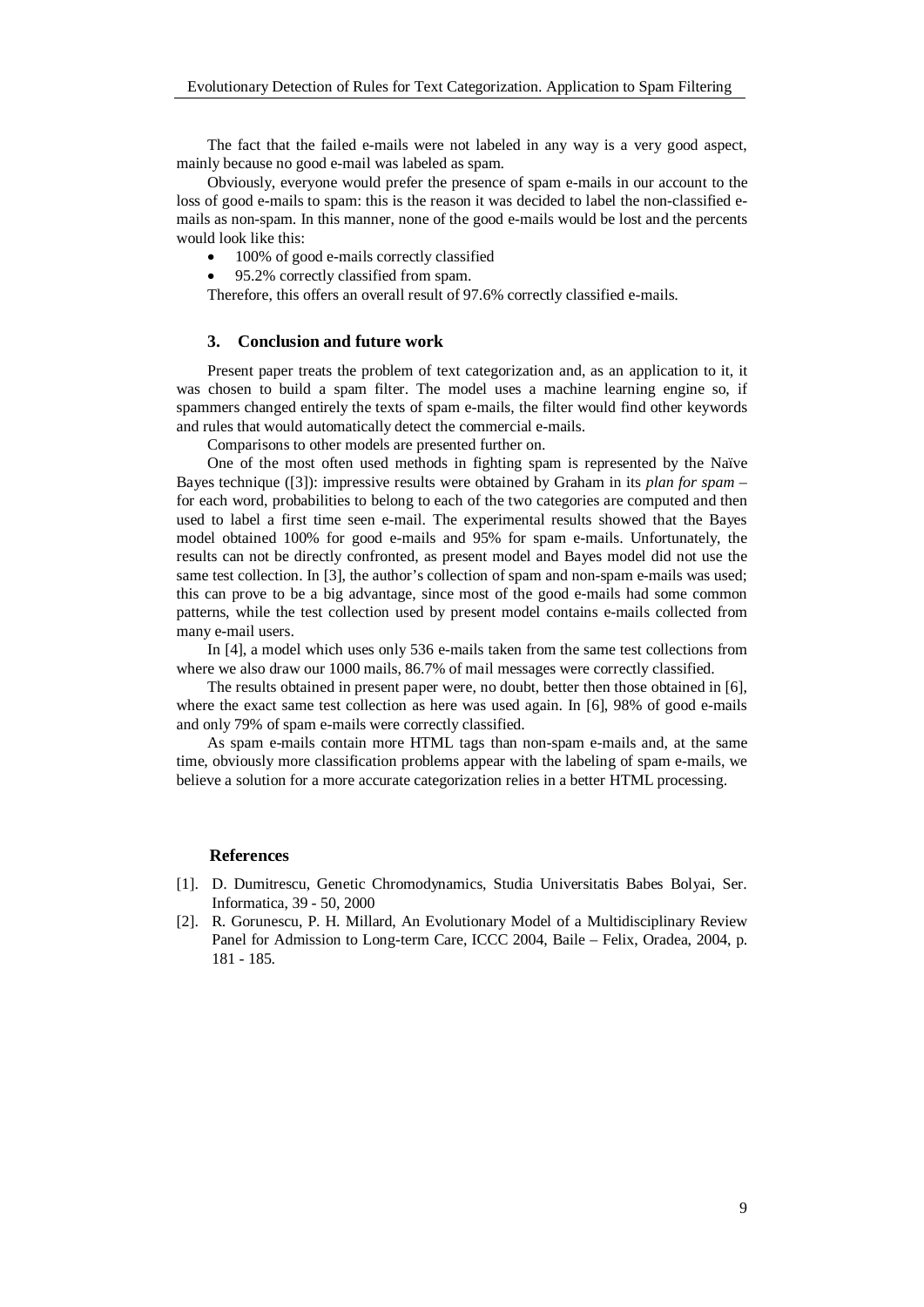The fact that the failed e-mails were not labeled in any way is a very good aspect, mainly because no good e-mail was labeled as spam.

Obviously, everyone would prefer the presence of spam e-mails in our account to the loss of good e-mails to spam: this is the reason it was decided to label the non-classified e-mails as non-spam. In this manner, none of the good e-mails would be lost and the percents would look like this:

- 100% of good e-mails correctly classified
- 95.2% correctly classified from spam.

Therefore, this offers an overall result of 97.6% correctly classified e-mails.

## 3. Conclusion and future work

Present paper treats the problem of text categorization and, as an application to it, it was chosen to build a spam filter. The model uses a machine learning engine so, if spammers changed entirely the texts of spam e-mails, the filter would find other keywords and rules that would automatically detect the commercial e-mails.

Comparisons to other models are presented further on.

One of the most often used methods in fighting spam is represented by the Naïve Bayes technique ([3]): impressive results were obtained by Graham in its *plan for spam* – for each word, probabilities to belong to each of the two categories are computed and then used to label a first time seen e-mail. The experimental results showed that the Bayes model obtained 100% for good e-mails and 95% for spam e-mails. Unfortunately, the results can not be directly confronted, as present model and Bayes model did not use the same test collection. In [3], the author's collection of spam and non-spam e-mails was used; this can prove to be a big advantage, since most of the good e-mails had some common patterns, while the test collection used by present model contains e-mails collected from many e-mail users.

In [4], a model which uses only 536 e-mails taken from the same test collections from where we also draw our 1000 mails, 86.7% of mail messages were correctly classified.

The results obtained in present paper were, no doubt, better then those obtained in [6], where the exact same test collection as here was used again. In [6], 98% of good e-mails and only 79% of spam e-mails were correctly classified.

As spam e-mails contain more HTML tags than non-spam e-mails and, at the same time, obviously more classification problems appear with the labeling of spam e-mails, we believe a solution for a more accurate categorization relies in a better HTML processing.

### References

[1]. D. Dumitrescu, Genetic Chromodynamics, Studia Universitatis Babes Bolyai, Ser. Informatica, 39 - 50, 2000

[2]. R. Gorunescu, P. H. Millard, An Evolutionary Model of a Multidisciplinary Review Panel for Admission to Long-term Care, ICCC 2004, Baile – Felix, Oradea, 2004, p. 181 - 185.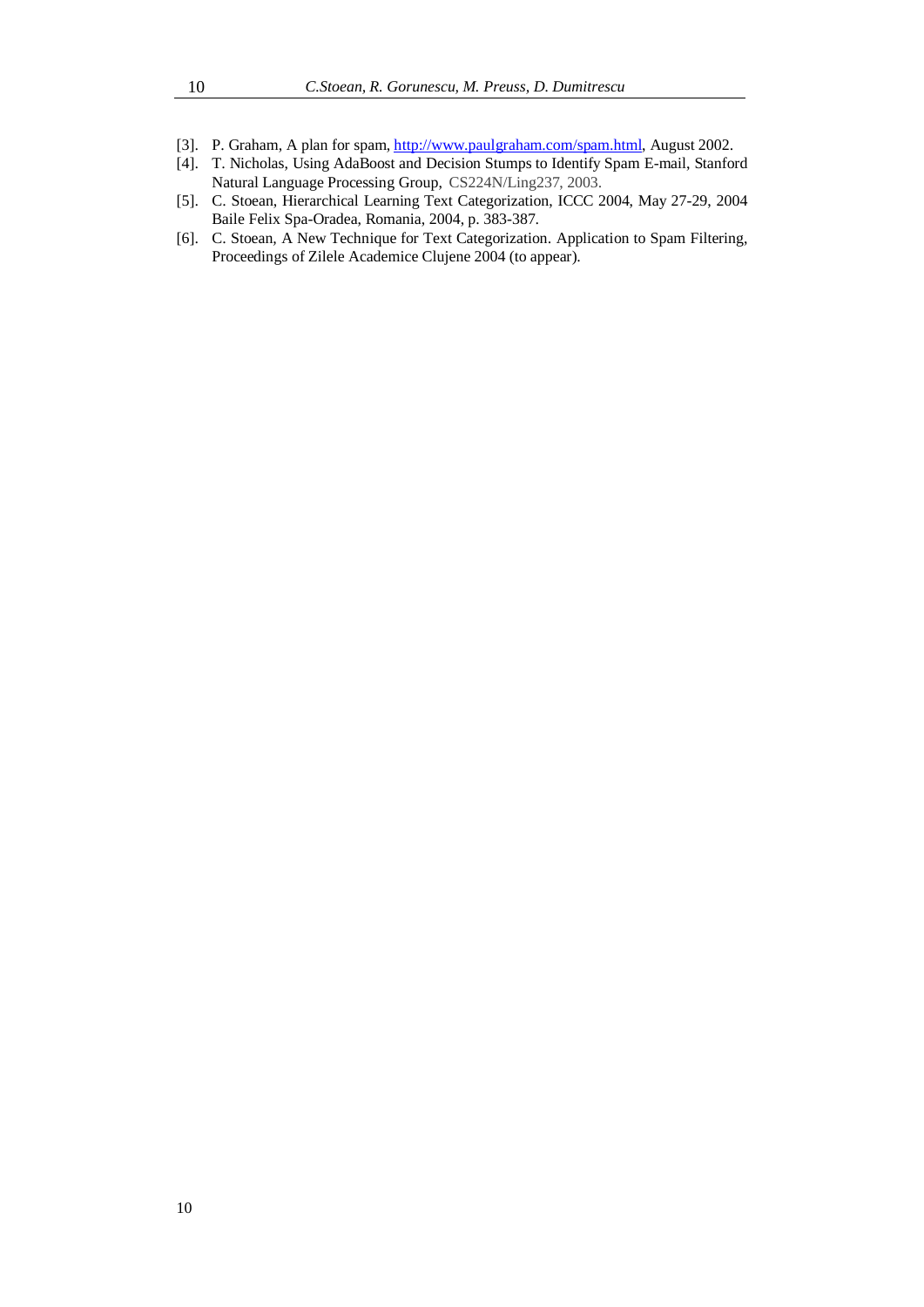[3]. P. Graham, A plan for spam, http://www.paulgraham.com/spam.html, August 2002.

[4]. T. Nicholas, Using AdaBoost and Decision Stumps to Identify Spam E-mail, Stanford Natural Language Processing Group, CS224N/Ling237, 2003.

[5]. C. Stoean, Hierarchical Learning Text Categorization, ICCC 2004, May 27-29, 2004 Baile Felix Spa-Oradea, Romania, 2004, p. 383-387.

[6]. C. Stoean, A New Technique for Text Categorization. Application to Spam Filtering, Proceedings of Zilele Academice Clujene 2004 (to appear).